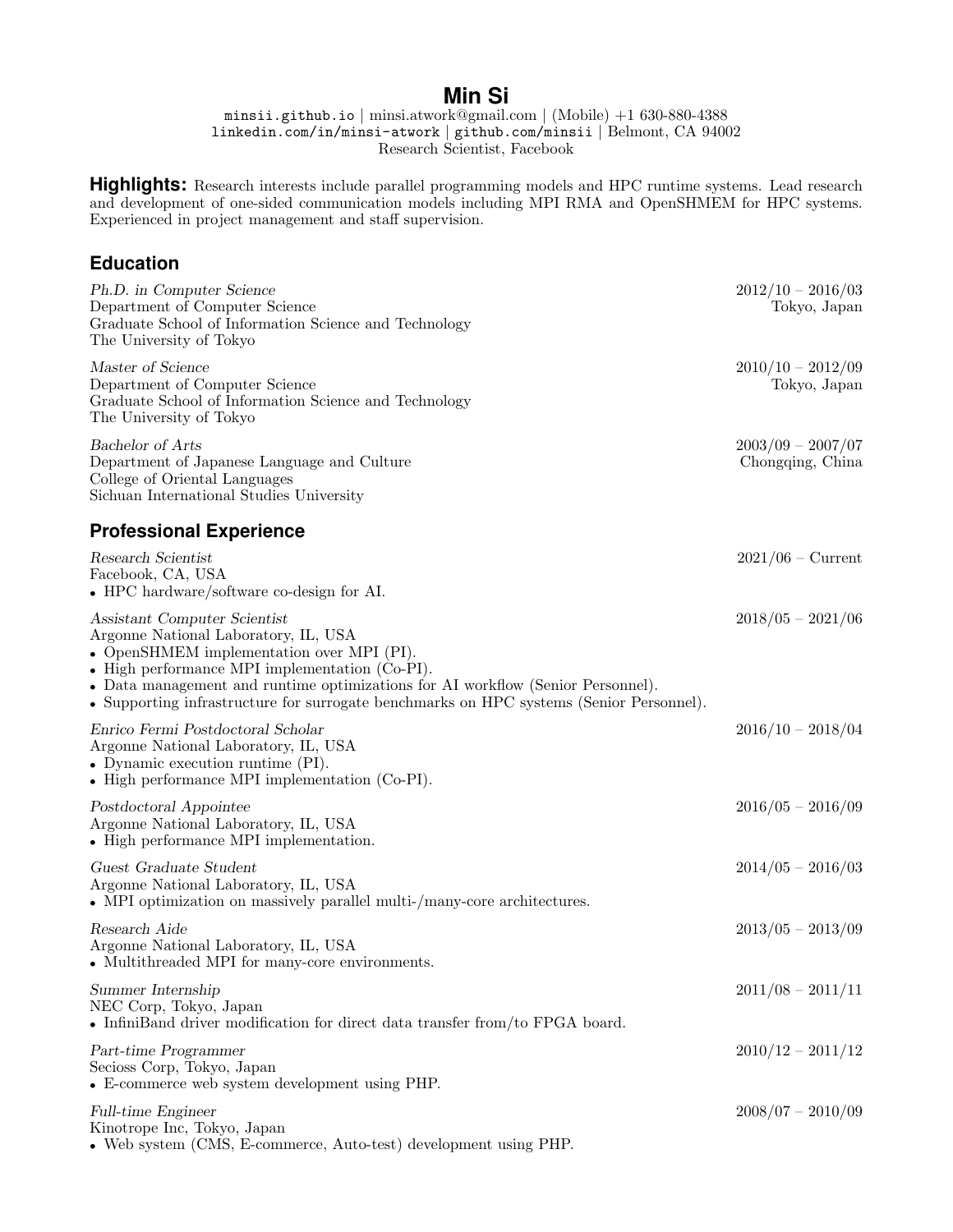# Min Si

minsii.github.io | minsi.atwork@gmail.com | (Mobile) +1 630-880-4388
linkedin.com/in/minsi-atwork | github.com/minsii | Belmont, CA 94002
Research Scientist, Facebook

**Highlights:** Research interests include parallel programming models and HPC runtime systems. Lead research and development of one-sided communication models including MPI RMA and OpenSHMEM for HPC systems. Experienced in project management and staff supervision.

## Education

*Ph.D. in Computer Science* — 2012/10 – 2016/03
Department of Computer Science — Tokyo, Japan
Graduate School of Information Science and Technology
The University of Tokyo

*Master of Science* — 2010/10 – 2012/09
Department of Computer Science — Tokyo, Japan
Graduate School of Information Science and Technology
The University of Tokyo

*Bachelor of Arts* — 2003/09 – 2007/07
Department of Japanese Language and Culture — Chongqing, China
College of Oriental Languages
Sichuan International Studies University

## Professional Experience

*Research Scientist* — 2021/06 – Current
Facebook, CA, USA
- HPC hardware/software co-design for AI.

*Assistant Computer Scientist* — 2018/05 – 2021/06
Argonne National Laboratory, IL, USA
- OpenSHMEM implementation over MPI (PI).
- High performance MPI implementation (Co-PI).
- Data management and runtime optimizations for AI workflow (Senior Personnel).
- Supporting infrastructure for surrogate benchmarks on HPC systems (Senior Personnel).

*Enrico Fermi Postdoctoral Scholar* — 2016/10 – 2018/04
Argonne National Laboratory, IL, USA
- Dynamic execution runtime (PI).
- High performance MPI implementation (Co-PI).

*Postdoctoral Appointee* — 2016/05 – 2016/09
Argonne National Laboratory, IL, USA
- High performance MPI implementation.

*Guest Graduate Student* — 2014/05 – 2016/03
Argonne National Laboratory, IL, USA
- MPI optimization on massively parallel multi-/many-core architectures.

*Research Aide* — 2013/05 – 2013/09
Argonne National Laboratory, IL, USA
- Multithreaded MPI for many-core environments.

*Summer Internship* — 2011/08 – 2011/11
NEC Corp, Tokyo, Japan
- InfiniBand driver modification for direct data transfer from/to FPGA board.

*Part-time Programmer* — 2010/12 – 2011/12
Secioss Corp, Tokyo, Japan
- E-commerce web system development using PHP.

*Full-time Engineer* — 2008/07 – 2010/09
Kinotrope Inc, Tokyo, Japan
- Web system (CMS, E-commerce, Auto-test) development using PHP.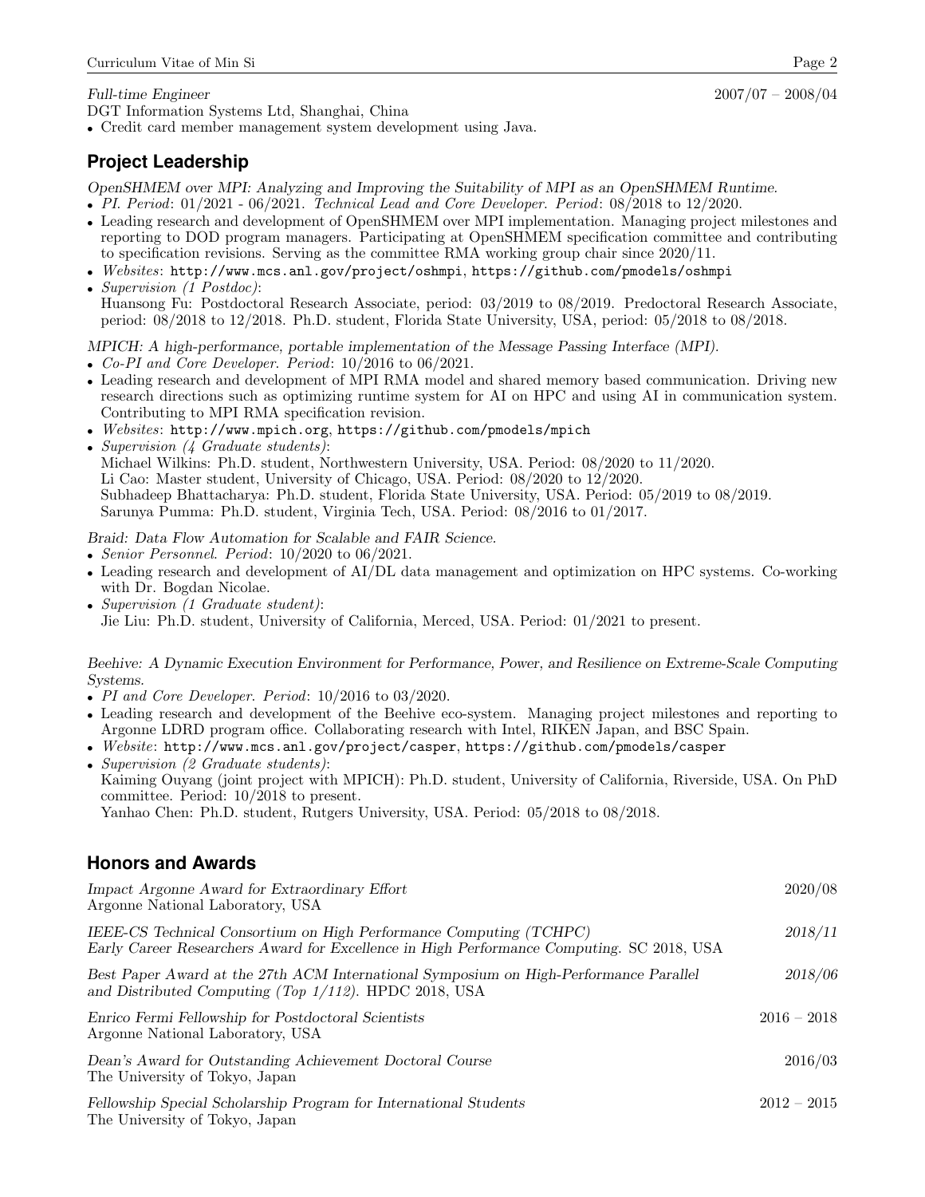*Full-time Engineer* 2007/07 – 2008/04
DGT Information Systems Ltd, Shanghai, China

- Credit card member management system development using Java.

## Project Leadership

*OpenSHMEM over MPI: Analyzing and Improving the Suitability of MPI as an OpenSHMEM Runtime.*

- *PI. Period*: 01/2021 - 06/2021. *Technical Lead and Core Developer. Period*: 08/2018 to 12/2020.
- Leading research and development of OpenSHMEM over MPI implementation. Managing project milestones and reporting to DOD program managers. Participating at OpenSHMEM specification committee and contributing to specification revisions. Serving as the committee RMA working group chair since 2020/11.
- *Websites*: `http://www.mcs.anl.gov/project/oshmpi`, `https://github.com/pmodels/oshmpi`
- *Supervision (1 Postdoc)*:
  Huansong Fu: Postdoctoral Research Associate, period: 03/2019 to 08/2019. Predoctoral Research Associate, period: 08/2018 to 12/2018. Ph.D. student, Florida State University, USA, period: 05/2018 to 08/2018.

*MPICH: A high-performance, portable implementation of the Message Passing Interface (MPI).*

- *Co-PI and Core Developer. Period*: 10/2016 to 06/2021.
- Leading research and development of MPI RMA model and shared memory based communication. Driving new research directions such as optimizing runtime system for AI on HPC and using AI in communication system. Contributing to MPI RMA specification revision.
- *Websites*: `http://www.mpich.org`, `https://github.com/pmodels/mpich`
- *Supervision (4 Graduate students)*:
  Michael Wilkins: Ph.D. student, Northwestern University, USA. Period: 08/2020 to 11/2020.
  Li Cao: Master student, University of Chicago, USA. Period: 08/2020 to 12/2020.
  Subhadeep Bhattacharya: Ph.D. student, Florida State University, USA. Period: 05/2019 to 08/2019.
  Sarunya Pumma: Ph.D. student, Virginia Tech, USA. Period: 08/2016 to 01/2017.

*Braid: Data Flow Automation for Scalable and FAIR Science.*

- *Senior Personnel. Period*: 10/2020 to 06/2021.
- Leading research and development of AI/DL data management and optimization on HPC systems. Co-working with Dr. Bogdan Nicolae.
- *Supervision (1 Graduate student)*:
  Jie Liu: Ph.D. student, University of California, Merced, USA. Period: 01/2021 to present.

*Beehive: A Dynamic Execution Environment for Performance, Power, and Resilience on Extreme-Scale Computing Systems.*

- *PI and Core Developer. Period*: 10/2016 to 03/2020.
- Leading research and development of the Beehive eco-system. Managing project milestones and reporting to Argonne LDRD program office. Collaborating research with Intel, RIKEN Japan, and BSC Spain.
- *Website*: `http://www.mcs.anl.gov/project/casper`, `https://github.com/pmodels/casper`
- *Supervision (2 Graduate students)*:
  Kaiming Ouyang (joint project with MPICH): Ph.D. student, University of California, Riverside, USA. On PhD committee. Period: 10/2018 to present.
  Yanhao Chen: Ph.D. student, Rutgers University, USA. Period: 05/2018 to 08/2018.

## Honors and Awards

*Impact Argonne Award for Extraordinary Effort* 2020/08
Argonne National Laboratory, USA

*IEEE-CS Technical Consortium on High Performance Computing (TCHPC)* *2018/11*
*Early Career Researchers Award for Excellence in High Performance Computing.* SC 2018, USA

*Best Paper Award at the 27th ACM International Symposium on High-Performance Parallel and Distributed Computing (Top 1/112).* HPDC 2018, USA *2018/06*

*Enrico Fermi Fellowship for Postdoctoral Scientists* 2016 – 2018
Argonne National Laboratory, USA

*Dean's Award for Outstanding Achievement Doctoral Course* 2016/03
The University of Tokyo, Japan

*Fellowship Special Scholarship Program for International Students* 2012 – 2015
The University of Tokyo, Japan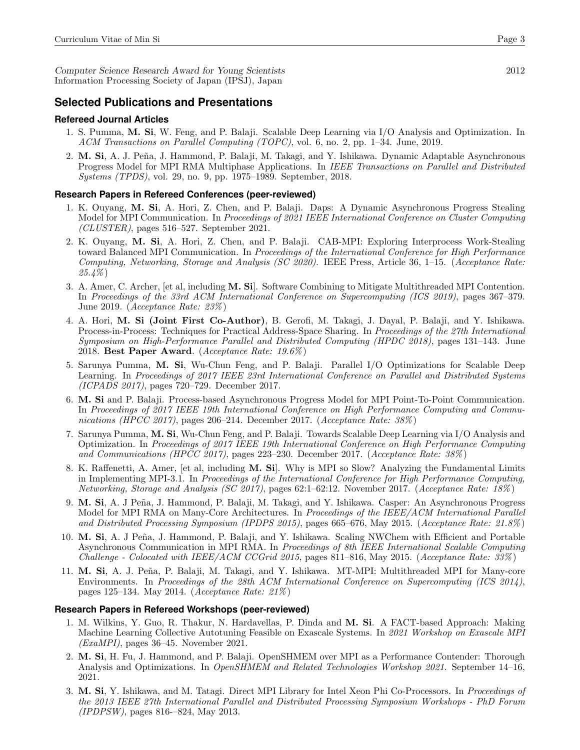*Computer Science Research Award for Young Scientists* 2012
Information Processing Society of Japan (IPSJ), Japan

## Selected Publications and Presentations

### Refereed Journal Articles

1. S. Pumma, **M. Si**, W. Feng, and P. Balaji. Scalable Deep Learning via I/O Analysis and Optimization. In *ACM Transactions on Parallel Computing (TOPC)*, vol. 6, no. 2, pp. 1–34. June, 2019.
2. **M. Si**, A. J. Peña, J. Hammond, P. Balaji, M. Takagi, and Y. Ishikawa. Dynamic Adaptable Asynchronous Progress Model for MPI RMA Multiphase Applications. In *IEEE Transactions on Parallel and Distributed Systems (TPDS)*, vol. 29, no. 9, pp. 1975–1989. September, 2018.

### Research Papers in Refereed Conferences (peer-reviewed)

1. K. Ouyang, **M. Si**, A. Hori, Z. Chen, and P. Balaji. Daps: A Dynamic Asynchronous Progress Stealing Model for MPI Communication. In *Proceedings of 2021 IEEE International Conference on Cluster Computing (CLUSTER)*, pages 516–527. September 2021.
2. K. Ouyang, **M. Si**, A. Hori, Z. Chen, and P. Balaji. CAB-MPI: Exploring Interprocess Work-Stealing toward Balanced MPI Communication. In *Proceedings of the International Conference for High Performance Computing, Networking, Storage and Analysis (SC 2020)*. IEEE Press, Article 36, 1–15. (*Acceptance Rate: 25.4%*)
3. A. Amer, C. Archer, [et al, including **M. Si**]. Software Combining to Mitigate Multithreaded MPI Contention. In *Proceedings of the 33rd ACM International Conference on Supercomputing (ICS 2019)*, pages 367–379. June 2019. (*Acceptance Rate: 23%*)
4. A. Hori, **M. Si (Joint First Co-Author)**, B. Gerofi, M. Takagi, J. Dayal, P. Balaji, and Y. Ishikawa. Process-in-Process: Techniques for Practical Address-Space Sharing. In *Proceedings of the 27th International Symposium on High-Performance Parallel and Distributed Computing (HPDC 2018)*, pages 131–143. June 2018. **Best Paper Award**. (*Acceptance Rate: 19.6%*)
5. Sarunya Pumma, **M. Si**, Wu-Chun Feng, and P. Balaji. Parallel I/O Optimizations for Scalable Deep Learning. In *Proceedings of 2017 IEEE 23rd International Conference on Parallel and Distributed Systems (ICPADS 2017)*, pages 720–729. December 2017.
6. **M. Si** and P. Balaji. Process-based Asynchronous Progress Model for MPI Point-To-Point Communication. In *Proceedings of 2017 IEEE 19th International Conference on High Performance Computing and Communications (HPCC 2017)*, pages 206–214. December 2017. (*Acceptance Rate: 38%*)
7. Sarunya Pumma, **M. Si**, Wu-Chun Feng, and P. Balaji. Towards Scalable Deep Learning via I/O Analysis and Optimization. In *Proceedings of 2017 IEEE 19th International Conference on High Performance Computing and Communications (HPCC 2017)*, pages 223–230. December 2017. (*Acceptance Rate: 38%*)
8. K. Raffenetti, A. Amer, [et al, including **M. Si**]. Why is MPI so Slow? Analyzing the Fundamental Limits in Implementing MPI-3.1. In *Proceedings of the International Conference for High Performance Computing, Networking, Storage and Analysis (SC 2017)*, pages 62:1–62:12. November 2017. (*Acceptance Rate: 18%*)
9. **M. Si**, A. J Peña, J. Hammond, P. Balaji, M. Takagi, and Y. Ishikawa. Casper: An Asynchronous Progress Model for MPI RMA on Many-Core Architectures. In *Proceedings of the IEEE/ACM International Parallel and Distributed Processing Symposium (IPDPS 2015)*, pages 665–676, May 2015. (*Acceptance Rate: 21.8%*)
10. **M. Si**, A. J Peña, J. Hammond, P. Balaji, and Y. Ishikawa. Scaling NWChem with Efficient and Portable Asynchronous Communication in MPI RMA. In *Proceedings of 8th IEEE International Scalable Computing Challenge - Colocated with IEEE/ACM CCGrid 2015*, pages 811–816, May 2015. (*Acceptance Rate: 33%*)
11. **M. Si**, A. J. Peña, P. Balaji, M. Takagi, and Y. Ishikawa. MT-MPI: Multithreaded MPI for Many-core Environments. In *Proceedings of the 28th ACM International Conference on Supercomputing (ICS 2014)*, pages 125–134. May 2014. (*Acceptance Rate: 21%*)

### Research Papers in Refereed Workshops (peer-reviewed)

1. M. Wilkins, Y. Guo, R. Thakur, N. Hardavellas, P. Dinda and **M. Si**. A FACT-based Approach: Making Machine Learning Collective Autotuning Feasible on Exascale Systems. In *2021 Workshop on Exascale MPI (ExaMPI)*, pages 36–45. November 2021.
2. **M. Si**, H. Fu, J. Hammond, and P. Balaji. OpenSHMEM over MPI as a Performance Contender: Thorough Analysis and Optimizations. In *OpenSHMEM and Related Technologies Workshop 2021*. September 14–16, 2021.
3. **M. Si**, Y. Ishikawa, and M. Tatagi. Direct MPI Library for Intel Xeon Phi Co-Processors. In *Proceedings of the 2013 IEEE 27th International Parallel and Distributed Processing Symposium Workshops - PhD Forum (IPDPSW)*, pages 816-–824, May 2013.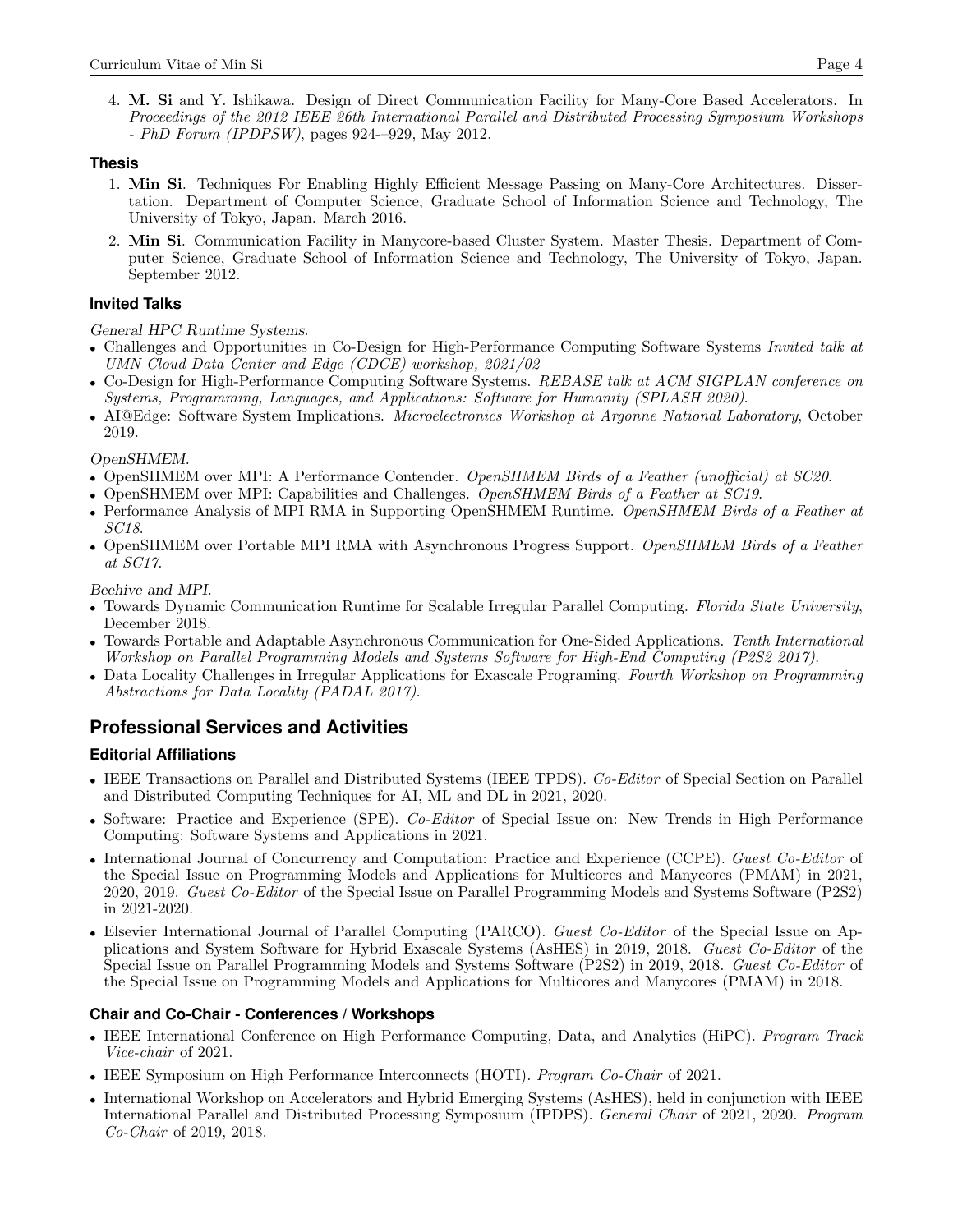4. **M. Si** and Y. Ishikawa. Design of Direct Communication Facility for Many-Core Based Accelerators. In *Proceedings of the 2012 IEEE 26th International Parallel and Distributed Processing Symposium Workshops - PhD Forum (IPDPSW)*, pages 924-–929, May 2012.

### Thesis

1. **Min Si**. Techniques For Enabling Highly Efficient Message Passing on Many-Core Architectures. Dissertation. Department of Computer Science, Graduate School of Information Science and Technology, The University of Tokyo, Japan. March 2016.
2. **Min Si**. Communication Facility in Manycore-based Cluster System. Master Thesis. Department of Computer Science, Graduate School of Information Science and Technology, The University of Tokyo, Japan. September 2012.

### Invited Talks

*General HPC Runtime Systems.*

- Challenges and Opportunities in Co-Design for High-Performance Computing Software Systems *Invited talk at UMN Cloud Data Center and Edge (CDCE) workshop, 2021/02*
- Co-Design for High-Performance Computing Software Systems. *REBASE talk at ACM SIGPLAN conference on Systems, Programming, Languages, and Applications: Software for Humanity (SPLASH 2020).*
- AI@Edge: Software System Implications. *Microelectronics Workshop at Argonne National Laboratory*, October 2019.

*OpenSHMEM.*

- OpenSHMEM over MPI: A Performance Contender. *OpenSHMEM Birds of a Feather (unofficial) at SC20*.
- OpenSHMEM over MPI: Capabilities and Challenges. *OpenSHMEM Birds of a Feather at SC19*.
- Performance Analysis of MPI RMA in Supporting OpenSHMEM Runtime. *OpenSHMEM Birds of a Feather at SC18*.
- OpenSHMEM over Portable MPI RMA with Asynchronous Progress Support. *OpenSHMEM Birds of a Feather at SC17*.

*Beehive and MPI.*

- Towards Dynamic Communication Runtime for Scalable Irregular Parallel Computing. *Florida State University*, December 2018.
- Towards Portable and Adaptable Asynchronous Communication for One-Sided Applications. *Tenth International Workshop on Parallel Programming Models and Systems Software for High-End Computing (P2S2 2017).*
- Data Locality Challenges in Irregular Applications for Exascale Programing. *Fourth Workshop on Programming Abstractions for Data Locality (PADAL 2017).*

## Professional Services and Activities

### Editorial Affiliations

- IEEE Transactions on Parallel and Distributed Systems (IEEE TPDS). *Co-Editor* of Special Section on Parallel and Distributed Computing Techniques for AI, ML and DL in 2021, 2020.
- Software: Practice and Experience (SPE). *Co-Editor* of Special Issue on: New Trends in High Performance Computing: Software Systems and Applications in 2021.
- International Journal of Concurrency and Computation: Practice and Experience (CCPE). *Guest Co-Editor* of the Special Issue on Programming Models and Applications for Multicores and Manycores (PMAM) in 2021, 2020, 2019. *Guest Co-Editor* of the Special Issue on Parallel Programming Models and Systems Software (P2S2) in 2021-2020.
- Elsevier International Journal of Parallel Computing (PARCO). *Guest Co-Editor* of the Special Issue on Applications and System Software for Hybrid Exascale Systems (AsHES) in 2019, 2018. *Guest Co-Editor* of the Special Issue on Parallel Programming Models and Systems Software (P2S2) in 2019, 2018. *Guest Co-Editor* of the Special Issue on Programming Models and Applications for Multicores and Manycores (PMAM) in 2018.

### Chair and Co-Chair - Conferences / Workshops

- IEEE International Conference on High Performance Computing, Data, and Analytics (HiPC). *Program Track Vice-chair* of 2021.
- IEEE Symposium on High Performance Interconnects (HOTI). *Program Co-Chair* of 2021.
- International Workshop on Accelerators and Hybrid Emerging Systems (AsHES), held in conjunction with IEEE International Parallel and Distributed Processing Symposium (IPDPS). *General Chair* of 2021, 2020. *Program Co-Chair* of 2019, 2018.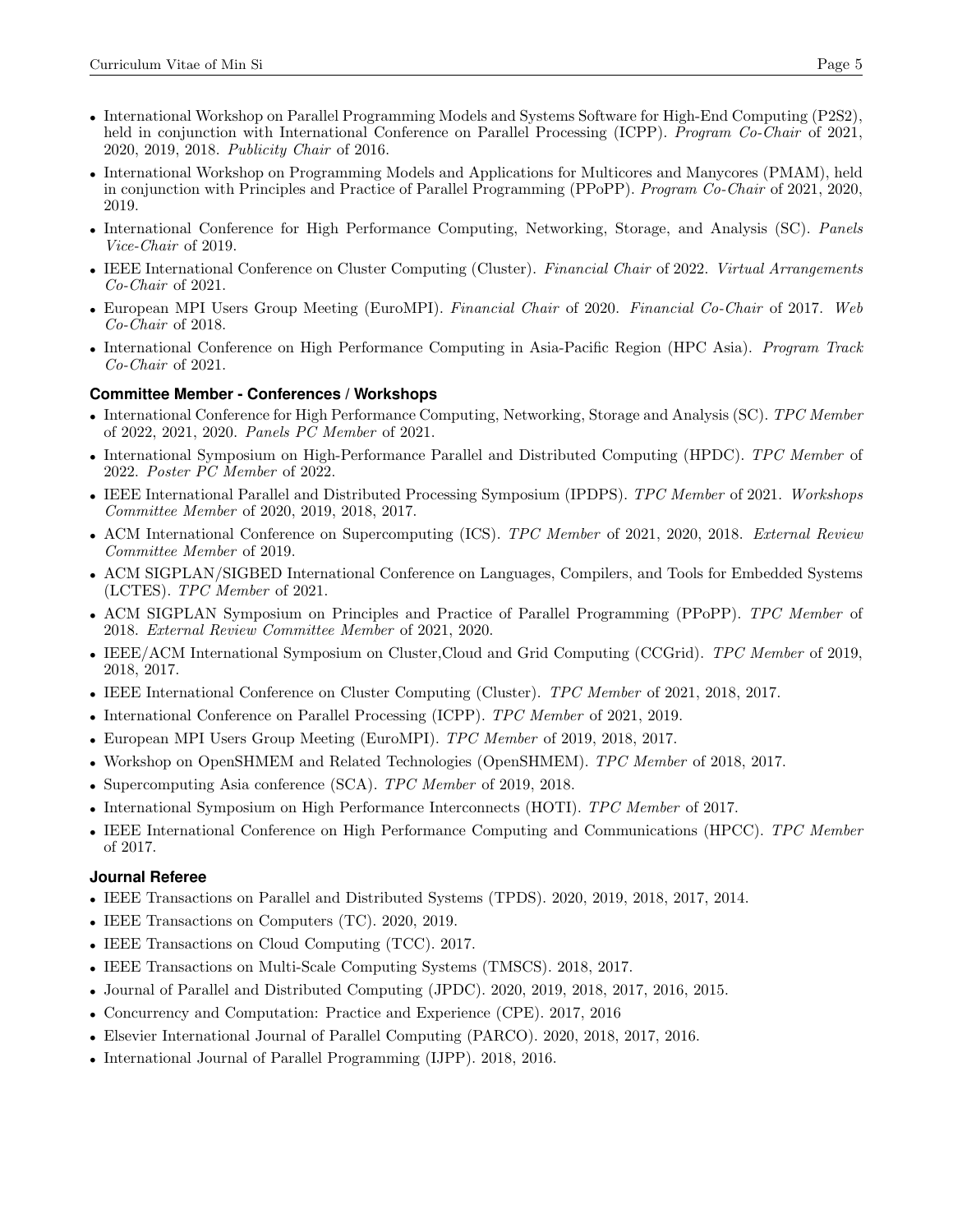- International Workshop on Parallel Programming Models and Systems Software for High-End Computing (P2S2), held in conjunction with International Conference on Parallel Processing (ICPP). *Program Co-Chair* of 2021, 2020, 2019, 2018. *Publicity Chair* of 2016.
- International Workshop on Programming Models and Applications for Multicores and Manycores (PMAM), held in conjunction with Principles and Practice of Parallel Programming (PPoPP). *Program Co-Chair* of 2021, 2020, 2019.
- International Conference for High Performance Computing, Networking, Storage, and Analysis (SC). *Panels Vice-Chair* of 2019.
- IEEE International Conference on Cluster Computing (Cluster). *Financial Chair* of 2022. *Virtual Arrangements Co-Chair* of 2021.
- European MPI Users Group Meeting (EuroMPI). *Financial Chair* of 2020. *Financial Co-Chair* of 2017. *Web Co-Chair* of 2018.
- International Conference on High Performance Computing in Asia-Pacific Region (HPC Asia). *Program Track Co-Chair* of 2021.

### Committee Member - Conferences / Workshops

- International Conference for High Performance Computing, Networking, Storage and Analysis (SC). *TPC Member* of 2022, 2021, 2020. *Panels PC Member* of 2021.
- International Symposium on High-Performance Parallel and Distributed Computing (HPDC). *TPC Member* of 2022. *Poster PC Member* of 2022.
- IEEE International Parallel and Distributed Processing Symposium (IPDPS). *TPC Member* of 2021. *Workshops Committee Member* of 2020, 2019, 2018, 2017.
- ACM International Conference on Supercomputing (ICS). *TPC Member* of 2021, 2020, 2018. *External Review Committee Member* of 2019.
- ACM SIGPLAN/SIGBED International Conference on Languages, Compilers, and Tools for Embedded Systems (LCTES). *TPC Member* of 2021.
- ACM SIGPLAN Symposium on Principles and Practice of Parallel Programming (PPoPP). *TPC Member* of 2018. *External Review Committee Member* of 2021, 2020.
- IEEE/ACM International Symposium on Cluster,Cloud and Grid Computing (CCGrid). *TPC Member* of 2019, 2018, 2017.
- IEEE International Conference on Cluster Computing (Cluster). *TPC Member* of 2021, 2018, 2017.
- International Conference on Parallel Processing (ICPP). *TPC Member* of 2021, 2019.
- European MPI Users Group Meeting (EuroMPI). *TPC Member* of 2019, 2018, 2017.
- Workshop on OpenSHMEM and Related Technologies (OpenSHMEM). *TPC Member* of 2018, 2017.
- Supercomputing Asia conference (SCA). *TPC Member* of 2019, 2018.
- International Symposium on High Performance Interconnects (HOTI). *TPC Member* of 2017.
- IEEE International Conference on High Performance Computing and Communications (HPCC). *TPC Member* of 2017.

### Journal Referee

- IEEE Transactions on Parallel and Distributed Systems (TPDS). 2020, 2019, 2018, 2017, 2014.
- IEEE Transactions on Computers (TC). 2020, 2019.
- IEEE Transactions on Cloud Computing (TCC). 2017.
- IEEE Transactions on Multi-Scale Computing Systems (TMSCS). 2018, 2017.
- Journal of Parallel and Distributed Computing (JPDC). 2020, 2019, 2018, 2017, 2016, 2015.
- Concurrency and Computation: Practice and Experience (CPE). 2017, 2016
- Elsevier International Journal of Parallel Computing (PARCO). 2020, 2018, 2017, 2016.
- International Journal of Parallel Programming (IJPP). 2018, 2016.